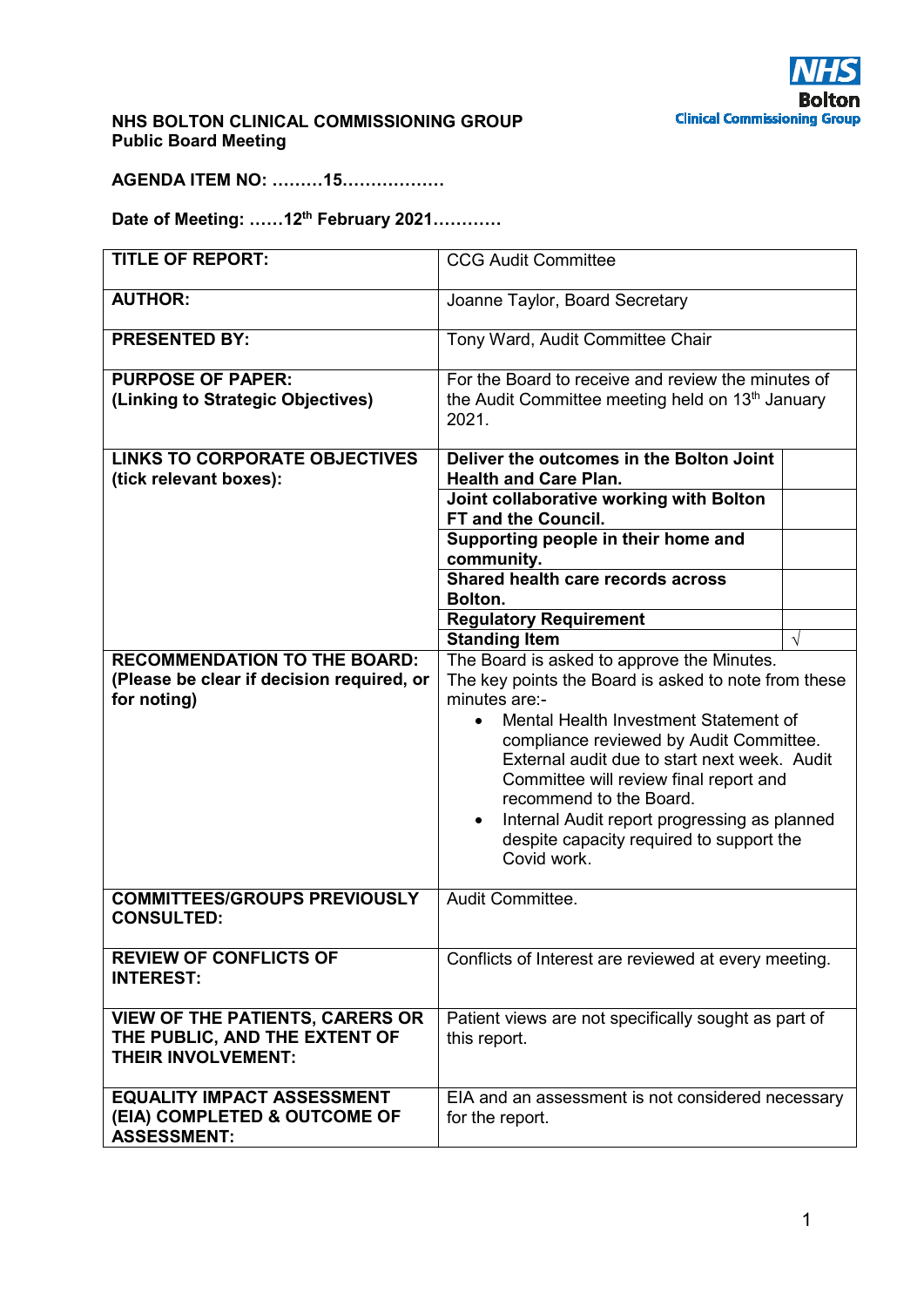**NHS BOLTON CLINICAL COMMISSIONING GROUP**
**Public Board Meeting**

**AGENDA ITEM NO: ………15………………**

**Date of Meeting: ……12th February 2021…………**

| **TITLE OF REPORT:** | CCG Audit Committee | |
|---|---|---|
| **AUTHOR:** | Joanne Taylor, Board Secretary | |
| **PRESENTED BY:** | Tony Ward, Audit Committee Chair | |
| **PURPOSE OF PAPER: (Linking to Strategic Objectives)** | For the Board to receive and review the minutes of the Audit Committee meeting held on 13th January 2021. | |
| **LINKS TO CORPORATE OBJECTIVES (tick relevant boxes):** | **Deliver the outcomes in the Bolton Joint Health and Care Plan.** | |
| | **Joint collaborative working with Bolton FT and the Council.** | |
| | **Supporting people in their home and community.** | |
| | **Shared health care records across Bolton.** | |
| | **Regulatory Requirement** | |
| | **Standing Item** | √ |
| **RECOMMENDATION TO THE BOARD: (Please be clear if decision required, or for noting)** | The Board is asked to approve the Minutes. The key points the Board is asked to note from these minutes are:-<br>• Mental Health Investment Statement of compliance reviewed by Audit Committee. External audit due to start next week. Audit Committee will review final report and recommend to the Board.<br>• Internal Audit report progressing as planned despite capacity required to support the Covid work. | |
| **COMMITTEES/GROUPS PREVIOUSLY CONSULTED:** | Audit Committee. | |
| **REVIEW OF CONFLICTS OF INTEREST:** | Conflicts of Interest are reviewed at every meeting. | |
| **VIEW OF THE PATIENTS, CARERS OR THE PUBLIC, AND THE EXTENT OF THEIR INVOLVEMENT:** | Patient views are not specifically sought as part of this report. | |
| **EQUALITY IMPACT ASSESSMENT (EIA) COMPLETED & OUTCOME OF ASSESSMENT:** | EIA and an assessment is not considered necessary for the report. | |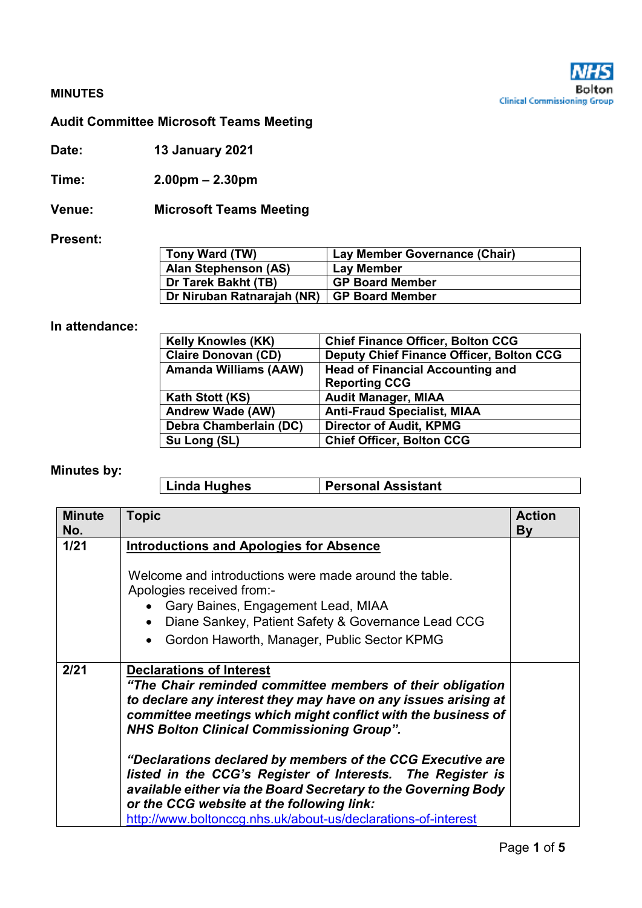**MINUTES**

NHS Bolton Clinical Commissioning Group

**Audit Committee Microsoft Teams Meeting**

**Date:** 13 January 2021

**Time:** 2.00pm – 2.30pm

**Venue:** Microsoft Teams Meeting

**Present:**

| | |
|---|---|
| Tony Ward (TW) | Lay Member Governance (Chair) |
| Alan Stephenson (AS) | Lay Member |
| Dr Tarek Bakht (TB) | GP Board Member |
| Dr Niruban Ratnarajah (NR) | GP Board Member |

**In attendance:**

| | |
|---|---|
| Kelly Knowles (KK) | Chief Finance Officer, Bolton CCG |
| Claire Donovan (CD) | Deputy Chief Finance Officer, Bolton CCG |
| Amanda Williams (AAW) | Head of Financial Accounting and Reporting CCG |
| Kath Stott (KS) | Audit Manager, MIAA |
| Andrew Wade (AW) | Anti-Fraud Specialist, MIAA |
| Debra Chamberlain (DC) | Director of Audit, KPMG |
| Su Long (SL) | Chief Officer, Bolton CCG |

**Minutes by:**

| | |
|---|---|
| Linda Hughes | Personal Assistant |

| Minute No. | Topic | Action By |
|---|---|---|
| 1/21 | **Introductions and Apologies for Absence**<br><br>Welcome and introductions were made around the table.<br>Apologies received from:-<br>• Gary Baines, Engagement Lead, MIAA<br>• Diane Sankey, Patient Safety & Governance Lead CCG<br>• Gordon Haworth, Manager, Public Sector KPMG | |
| 2/21 | **Declarations of Interest**<br>***"The Chair reminded committee members of their obligation to declare any interest they may have on any issues arising at committee meetings which might conflict with the business of NHS Bolton Clinical Commissioning Group".***<br><br>***"Declarations declared by members of the CCG Executive are listed in the CCG's Register of Interests. The Register is available either via the Board Secretary to the Governing Body or the CCG website at the following link:***<br>http://www.boltonccg.nhs.uk/about-us/declarations-of-interest | |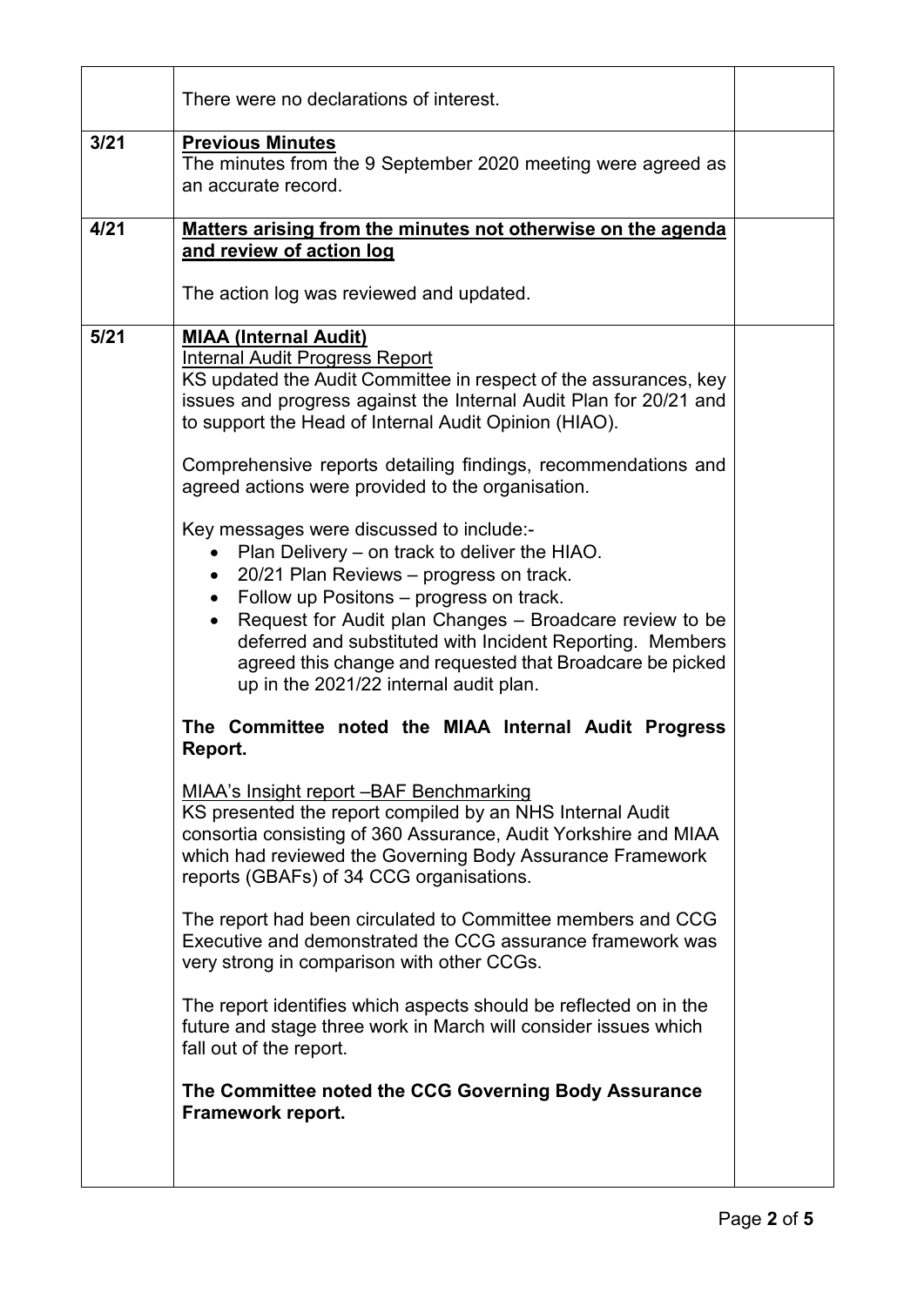| | | |
|---|---|---|
| | There were no declarations of interest. | |
| 3/21 | **Previous Minutes**<br>The minutes from the 9 September 2020 meeting were agreed as an accurate record. | |
| 4/21 | **Matters arising from the minutes not otherwise on the agenda and review of action log**<br><br>The action log was reviewed and updated. | |
| 5/21 | **MIAA (Internal Audit)**<br>Internal Audit Progress Report<br>KS updated the Audit Committee in respect of the assurances, key issues and progress against the Internal Audit Plan for 20/21 and to support the Head of Internal Audit Opinion (HIAO).<br><br>Comprehensive reports detailing findings, recommendations and agreed actions were provided to the organisation.<br><br>Key messages were discussed to include:-<br>• Plan Delivery – on track to deliver the HIAO.<br>• 20/21 Plan Reviews – progress on track.<br>• Follow up Positons – progress on track.<br>• Request for Audit plan Changes – Broadcare review to be deferred and substituted with Incident Reporting. Members agreed this change and requested that Broadcare be picked up in the 2021/22 internal audit plan.<br><br>**The Committee noted the MIAA Internal Audit Progress Report.**<br><br>MIAA's Insight report –BAF Benchmarking<br>KS presented the report compiled by an NHS Internal Audit consortia consisting of 360 Assurance, Audit Yorkshire and MIAA which had reviewed the Governing Body Assurance Framework reports (GBAFs) of 34 CCG organisations.<br><br>The report had been circulated to Committee members and CCG Executive and demonstrated the CCG assurance framework was very strong in comparison with other CCGs.<br><br>The report identifies which aspects should be reflected on in the future and stage three work in March will consider issues which fall out of the report.<br><br>**The Committee noted the CCG Governing Body Assurance Framework report.** | |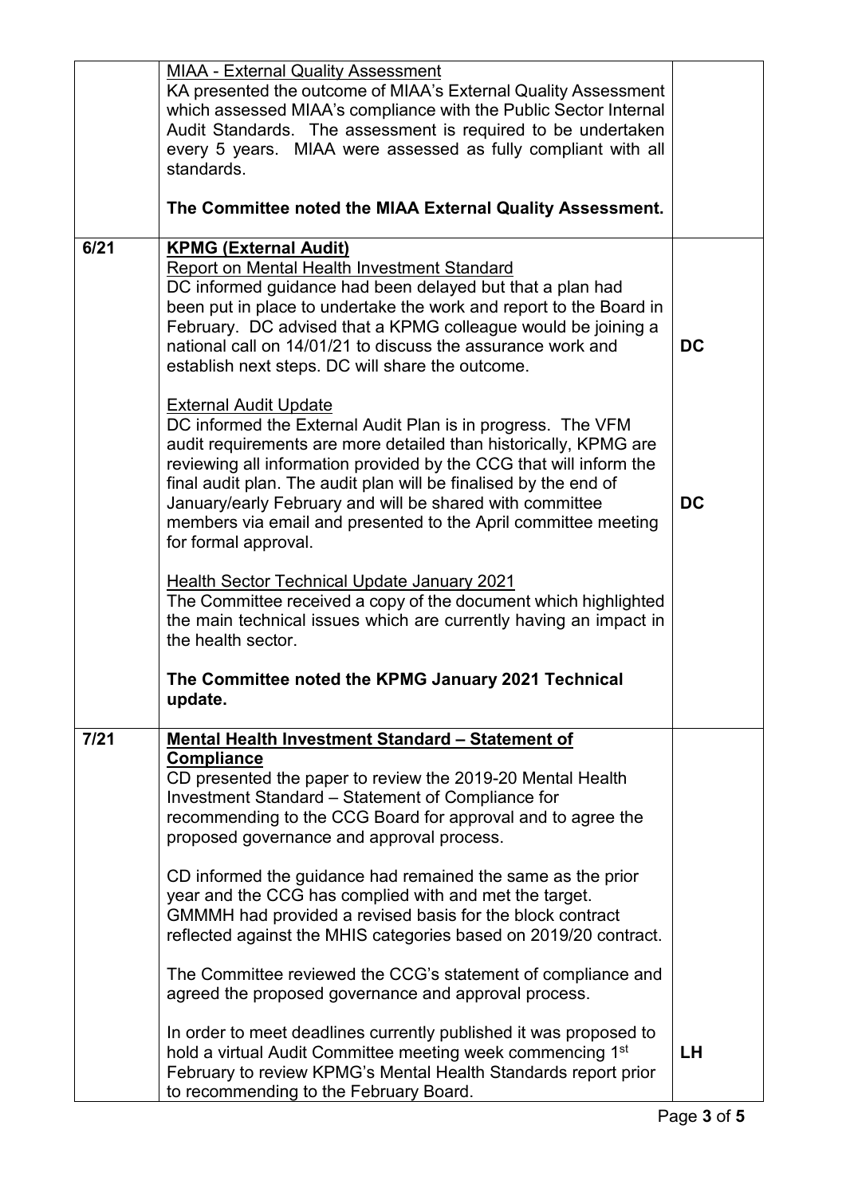| | | |
|---|---|---|
| | <u>MIAA - External Quality Assessment</u><br>KA presented the outcome of MIAA's External Quality Assessment which assessed MIAA's compliance with the Public Sector Internal Audit Standards. The assessment is required to be undertaken every 5 years. MIAA were assessed as fully compliant with all standards.<br><br>**The Committee noted the MIAA External Quality Assessment.** | |
| 6/21 | **<u>KPMG (External Audit)</u>**<br><u>Report on Mental Health Investment Standard</u><br>DC informed guidance had been delayed but that a plan had been put in place to undertake the work and report to the Board in February. DC advised that a KPMG colleague would be joining a national call on 14/01/21 to discuss the assurance work and establish next steps. DC will share the outcome. | **DC** |
| | <u>External Audit Update</u><br>DC informed the External Audit Plan is in progress. The VFM audit requirements are more detailed than historically, KPMG are reviewing all information provided by the CCG that will inform the final audit plan. The audit plan will be finalised by the end of January/early February and will be shared with committee members via email and presented to the April committee meeting for formal approval. | **DC** |
| | <u>Health Sector Technical Update January 2021</u><br>The Committee received a copy of the document which highlighted the main technical issues which are currently having an impact in the health sector.<br><br>**The Committee noted the KPMG January 2021 Technical update.** | |
| 7/21 | **<u>Mental Health Investment Standard – Statement of Compliance</u>**<br>CD presented the paper to review the 2019-20 Mental Health Investment Standard – Statement of Compliance for recommending to the CCG Board for approval and to agree the proposed governance and approval process.<br><br>CD informed the guidance had remained the same as the prior year and the CCG has complied with and met the target. GMMMH had provided a revised basis for the block contract reflected against the MHIS categories based on 2019/20 contract.<br><br>The Committee reviewed the CCG's statement of compliance and agreed the proposed governance and approval process. | |
| | In order to meet deadlines currently published it was proposed to hold a virtual Audit Committee meeting week commencing 1st February to review KPMG's Mental Health Standards report prior to recommending to the February Board. | **LH** |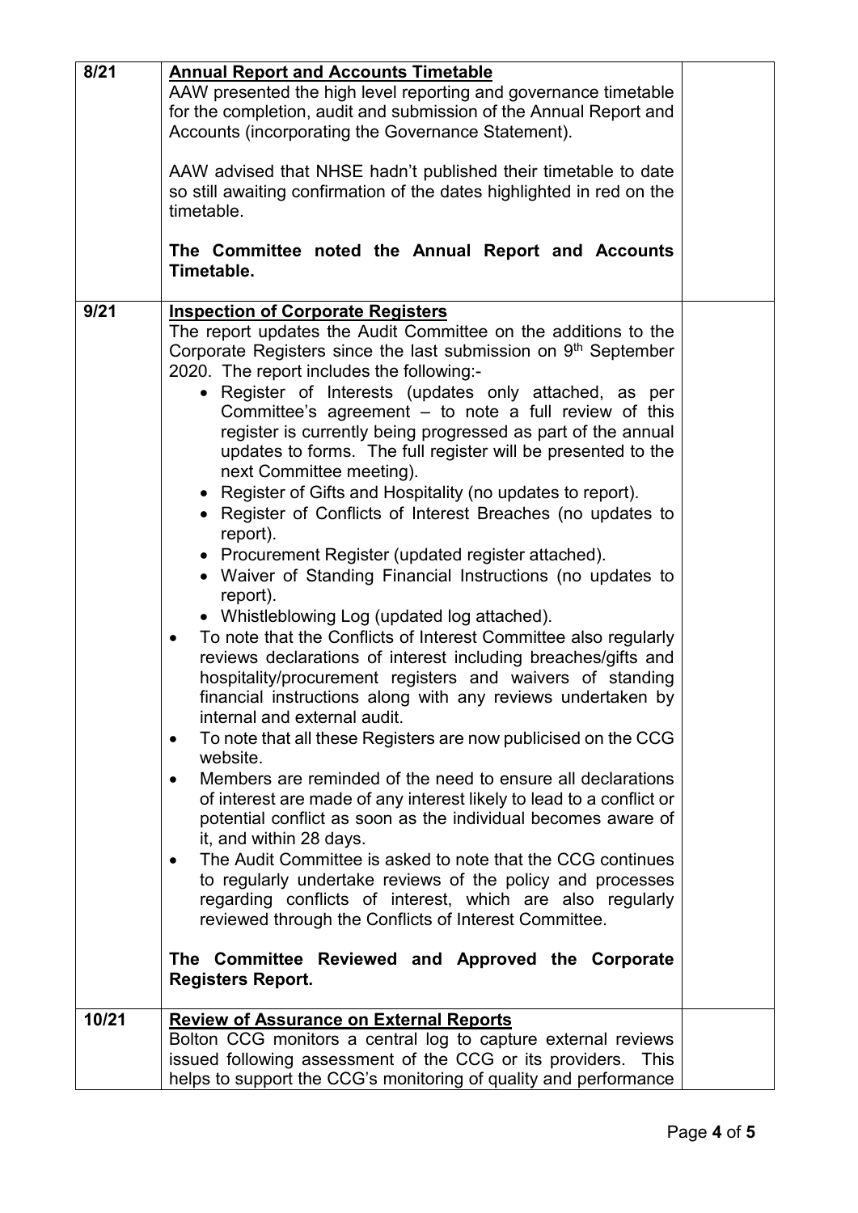| | | |
|---|---|---|
| 8/21 | **Annual Report and Accounts Timetable**<br>AAW presented the high level reporting and governance timetable for the completion, audit and submission of the Annual Report and Accounts (incorporating the Governance Statement).<br><br>AAW advised that NHSE hadn't published their timetable to date so still awaiting confirmation of the dates highlighted in red on the timetable.<br><br>**The Committee noted the Annual Report and Accounts Timetable.** | |
| 9/21 | **Inspection of Corporate Registers**<br>The report updates the Audit Committee on the additions to the Corporate Registers since the last submission on 9th September 2020. The report includes the following:-<br>• Register of Interests (updates only attached, as per Committee's agreement – to note a full review of this register is currently being progressed as part of the annual updates to forms. The full register will be presented to the next Committee meeting).<br>• Register of Gifts and Hospitality (no updates to report).<br>• Register of Conflicts of Interest Breaches (no updates to report).<br>• Procurement Register (updated register attached).<br>• Waiver of Standing Financial Instructions (no updates to report).<br>• Whistleblowing Log (updated log attached).<br>• To note that the Conflicts of Interest Committee also regularly reviews declarations of interest including breaches/gifts and hospitality/procurement registers and waivers of standing financial instructions along with any reviews undertaken by internal and external audit.<br>• To note that all these Registers are now publicised on the CCG website.<br>• Members are reminded of the need to ensure all declarations of interest are made of any interest likely to lead to a conflict or potential conflict as soon as the individual becomes aware of it, and within 28 days.<br>• The Audit Committee is asked to note that the CCG continues to regularly undertake reviews of the policy and processes regarding conflicts of interest, which are also regularly reviewed through the Conflicts of Interest Committee.<br><br>**The Committee Reviewed and Approved the Corporate Registers Report.** | |
| 10/21 | **Review of Assurance on External Reports**<br>Bolton CCG monitors a central log to capture external reviews issued following assessment of the CCG or its providers. This helps to support the CCG's monitoring of quality and performance | |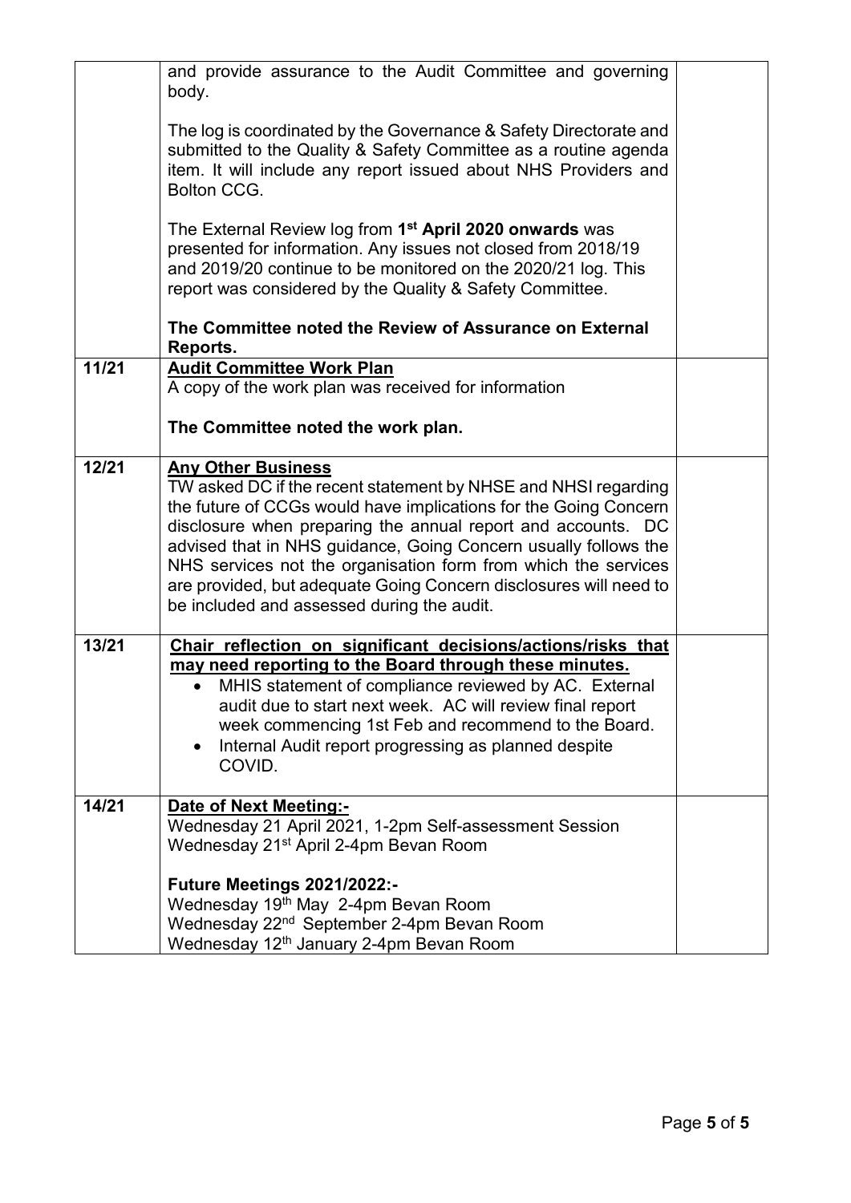| | | |
|---|---|---|
| | and provide assurance to the Audit Committee and governing body.<br><br>The log is coordinated by the Governance & Safety Directorate and submitted to the Quality & Safety Committee as a routine agenda item. It will include any report issued about NHS Providers and Bolton CCG.<br><br>The External Review log from **1st April 2020 onwards** was presented for information. Any issues not closed from 2018/19 and 2019/20 continue to be monitored on the 2020/21 log. This report was considered by the Quality & Safety Committee.<br><br>**The Committee noted the Review of Assurance on External Reports.** | |
| **11/21** | **Audit Committee Work Plan**<br>A copy of the work plan was received for information<br><br>**The Committee noted the work plan.** | |
| **12/21** | **Any Other Business**<br>TW asked DC if the recent statement by NHSE and NHSI regarding the future of CCGs would have implications for the Going Concern disclosure when preparing the annual report and accounts. DC advised that in NHS guidance, Going Concern usually follows the NHS services not the organisation form from which the services are provided, but adequate Going Concern disclosures will need to be included and assessed during the audit. | |
| **13/21** | **Chair reflection on significant decisions/actions/risks that may need reporting to the Board through these minutes.**<br>• MHIS statement of compliance reviewed by AC. External audit due to start next week. AC will review final report week commencing 1st Feb and recommend to the Board.<br>• Internal Audit report progressing as planned despite COVID. | |
| **14/21** | **Date of Next Meeting:-**<br>Wednesday 21 April 2021, 1-2pm Self-assessment Session<br>Wednesday 21st April 2-4pm Bevan Room<br><br>**Future Meetings 2021/2022:-**<br>Wednesday 19th May 2-4pm Bevan Room<br>Wednesday 22nd September 2-4pm Bevan Room<br>Wednesday 12th January 2-4pm Bevan Room | |